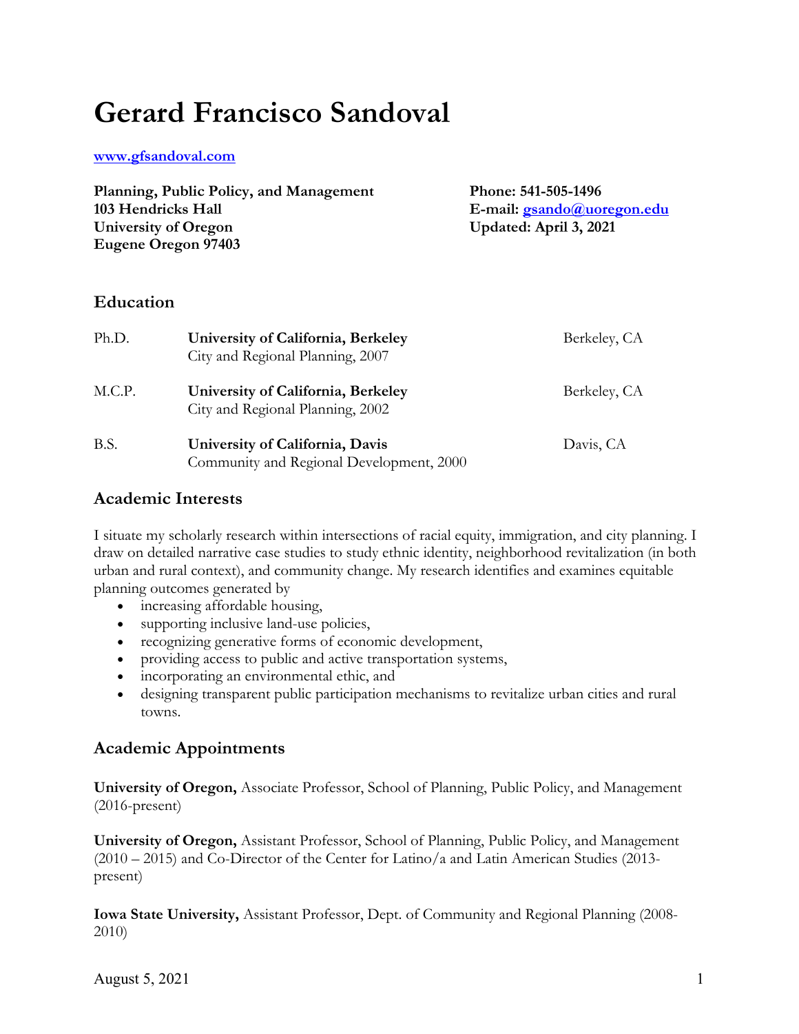# Gerard Francisco Sandoval

www.gfsandoval.com

**Planning, Public Policy, and Management**
**103 Hendricks Hall**
**University of Oregon**
**Eugene Oregon 97403**

**Phone: 541-505-1496**
**E-mail: gsando@uoregon.edu**
**Updated: April 3, 2021**

## Education

| | | |
|---|---|---|
| Ph.D. | **University of California, Berkeley**<br>City and Regional Planning, 2007 | Berkeley, CA |
| M.C.P. | **University of California, Berkeley**<br>City and Regional Planning, 2002 | Berkeley, CA |
| B.S. | **University of California, Davis**<br>Community and Regional Development, 2000 | Davis, CA |

## Academic Interests

I situate my scholarly research within intersections of racial equity, immigration, and city planning. I draw on detailed narrative case studies to study ethnic identity, neighborhood revitalization (in both urban and rural context), and community change. My research identifies and examines equitable planning outcomes generated by

- increasing affordable housing,
- supporting inclusive land-use policies,
- recognizing generative forms of economic development,
- providing access to public and active transportation systems,
- incorporating an environmental ethic, and
- designing transparent public participation mechanisms to revitalize urban cities and rural towns.

## Academic Appointments

**University of Oregon,** Associate Professor, School of Planning, Public Policy, and Management (2016-present)

**University of Oregon,** Assistant Professor, School of Planning, Public Policy, and Management (2010 – 2015) and Co-Director of the Center for Latino/a and Latin American Studies (2013-present)

**Iowa State University,** Assistant Professor, Dept. of Community and Regional Planning (2008-2010)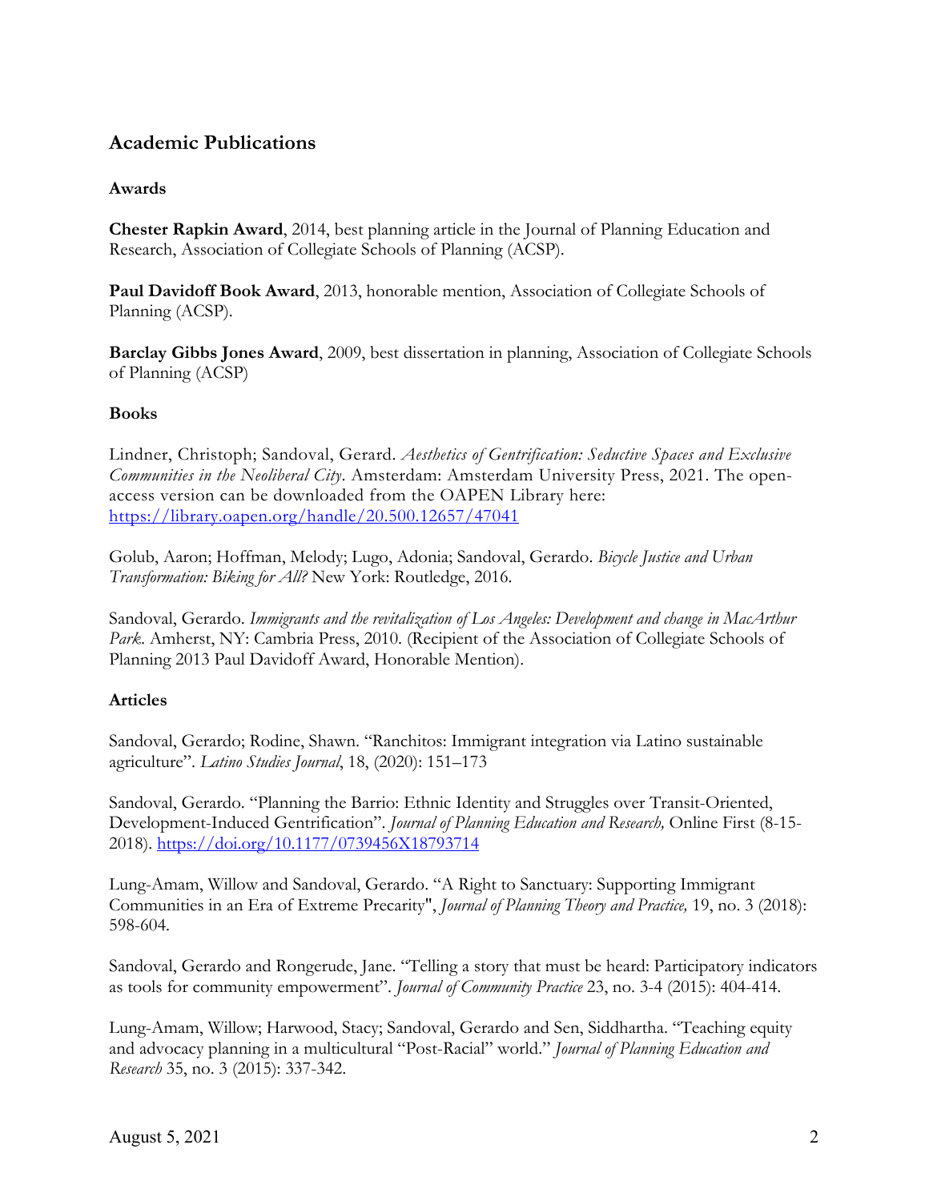## Academic Publications

### Awards

**Chester Rapkin Award**, 2014, best planning article in the Journal of Planning Education and Research, Association of Collegiate Schools of Planning (ACSP).

**Paul Davidoff Book Award**, 2013, honorable mention, Association of Collegiate Schools of Planning (ACSP).

**Barclay Gibbs Jones Award**, 2009, best dissertation in planning, Association of Collegiate Schools of Planning (ACSP)

### Books

Lindner, Christoph; Sandoval, Gerard. *Aesthetics of Gentrification: Seductive Spaces and Exclusive Communities in the Neoliberal City*. Amsterdam: Amsterdam University Press, 2021. The open-access version can be downloaded from the OAPEN Library here: https://library.oapen.org/handle/20.500.12657/47041

Golub, Aaron; Hoffman, Melody; Lugo, Adonia; Sandoval, Gerardo. *Bicycle Justice and Urban Transformation: Biking for All?* New York: Routledge, 2016.

Sandoval, Gerardo. *Immigrants and the revitalization of Los Angeles: Development and change in MacArthur Park*. Amherst, NY: Cambria Press, 2010. (Recipient of the Association of Collegiate Schools of Planning 2013 Paul Davidoff Award, Honorable Mention).

### Articles

Sandoval, Gerardo; Rodine, Shawn. "Ranchitos: Immigrant integration via Latino sustainable agriculture". *Latino Studies Journal*, 18, (2020): 151–173

Sandoval, Gerardo. "Planning the Barrio: Ethnic Identity and Struggles over Transit-Oriented, Development-Induced Gentrification". *Journal of Planning Education and Research,* Online First (8-15-2018). https://doi.org/10.1177/0739456X18793714

Lung-Amam, Willow and Sandoval, Gerardo. "A Right to Sanctuary: Supporting Immigrant Communities in an Era of Extreme Precarity", *Journal of Planning Theory and Practice,* 19, no. 3 (2018): 598-604.

Sandoval, Gerardo and Rongerude, Jane. "Telling a story that must be heard: Participatory indicators as tools for community empowerment". *Journal of Community Practice* 23, no. 3-4 (2015): 404-414.

Lung-Amam, Willow; Harwood, Stacy; Sandoval, Gerardo and Sen, Siddhartha. "Teaching equity and advocacy planning in a multicultural "Post-Racial" world." *Journal of Planning Education and Research* 35, no. 3 (2015): 337-342.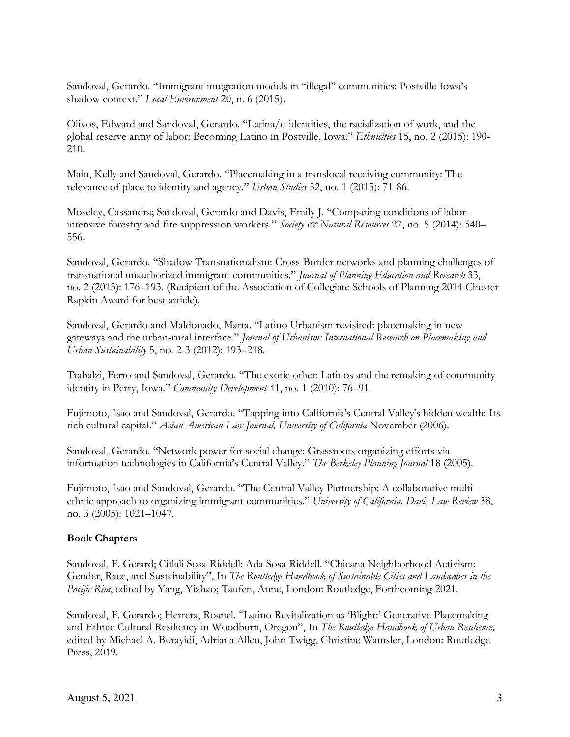Sandoval, Gerardo. "Immigrant integration models in "illegal" communities: Postville Iowa's shadow context." *Local Environment* 20, n. 6 (2015).

Olivos, Edward and Sandoval, Gerardo. "Latina/o identities, the racialization of work, and the global reserve army of labor: Becoming Latino in Postville, Iowa." *Ethnicities* 15, no. 2 (2015): 190-210.

Main, Kelly and Sandoval, Gerardo. "Placemaking in a translocal receiving community: The relevance of place to identity and agency." *Urban Studies* 52, no. 1 (2015): 71-86.

Moseley, Cassandra; Sandoval, Gerardo and Davis, Emily J. "Comparing conditions of labor-intensive forestry and fire suppression workers." *Society & Natural Resources* 27, no. 5 (2014): 540–556.

Sandoval, Gerardo. "Shadow Transnationalism: Cross-Border networks and planning challenges of transnational unauthorized immigrant communities." *Journal of Planning Education and Research* 33, no. 2 (2013): 176–193. (Recipient of the Association of Collegiate Schools of Planning 2014 Chester Rapkin Award for best article).

Sandoval, Gerardo and Maldonado, Marta. "Latino Urbanism revisited: placemaking in new gateways and the urban-rural interface." *Journal of Urbanism: International Research on Placemaking and Urban Sustainability* 5, no. 2-3 (2012): 193–218.

Trabalzi, Ferro and Sandoval, Gerardo. "The exotic other: Latinos and the remaking of community identity in Perry, Iowa." *Community Development* 41, no. 1 (2010): 76–91.

Fujimoto, Isao and Sandoval, Gerardo. "Tapping into California's Central Valley's hidden wealth: Its rich cultural capital." *Asian American Law Journal, University of California* November (2006).

Sandoval, Gerardo. "Network power for social change: Grassroots organizing efforts via information technologies in California's Central Valley." *The Berkeley Planning Journal* 18 (2005).

Fujimoto, Isao and Sandoval, Gerardo. "The Central Valley Partnership: A collaborative multi-ethnic approach to organizing immigrant communities." *University of California, Davis Law Review* 38, no. 3 (2005): 1021–1047.

**Book Chapters**

Sandoval, F. Gerard; Citlali Sosa-Riddell; Ada Sosa-Riddell. "Chicana Neighborhood Activism: Gender, Race, and Sustainability", In *The Routledge Handbook of Sustainable Cities and Landscapes in the Pacific Rim*, edited by Yang, Yizhao; Taufen, Anne, London: Routledge, Forthcoming 2021.

Sandoval, F. Gerardo; Herrera, Roanel. "Latino Revitalization as 'Blight:' Generative Placemaking and Ethnic Cultural Resiliency in Woodburn, Oregon", In *The Routledge Handbook of Urban Resilience,* edited by Michael A. Burayidi, Adriana Allen, John Twigg, Christine Wamsler, London: Routledge Press, 2019.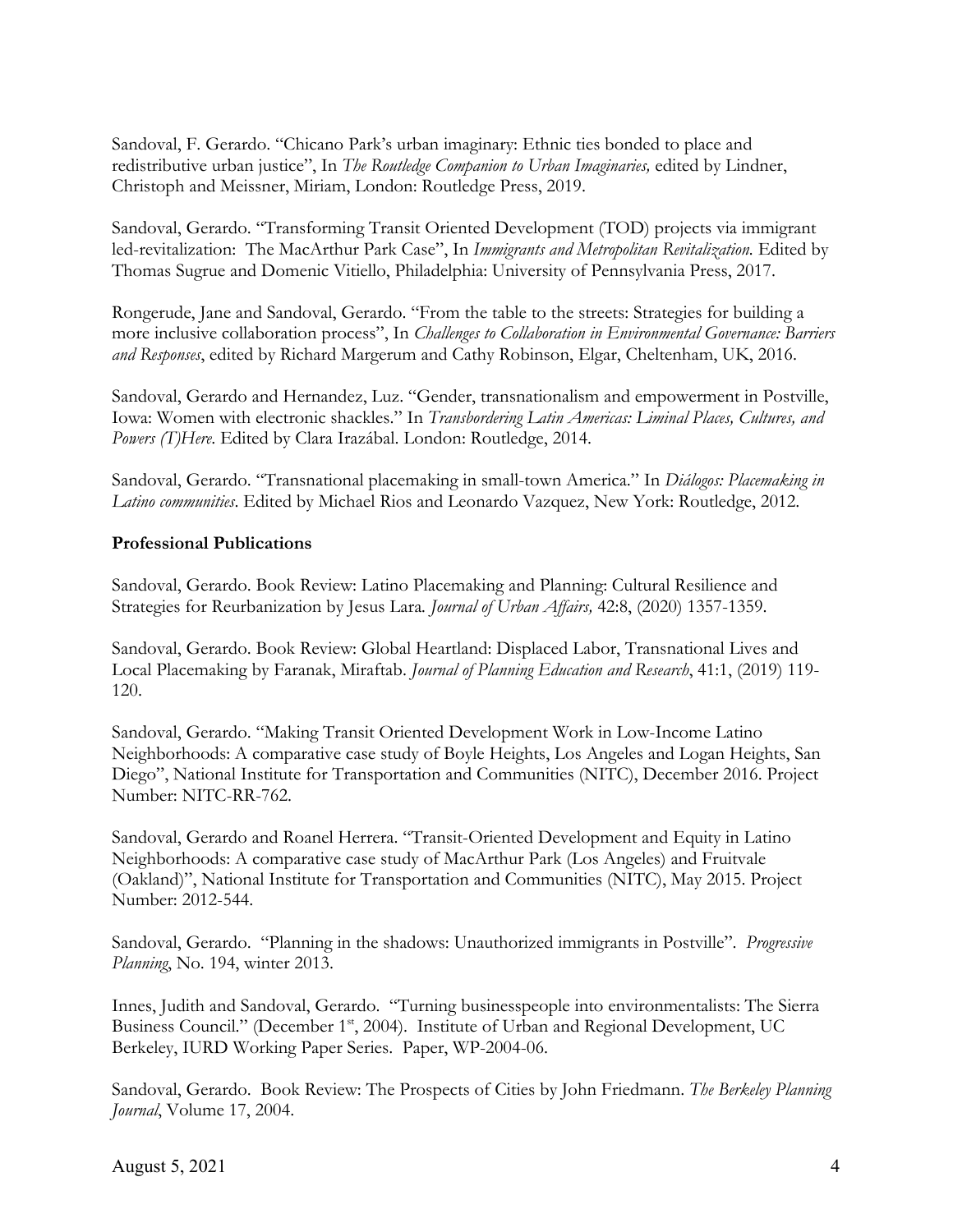Sandoval, F. Gerardo. "Chicano Park's urban imaginary: Ethnic ties bonded to place and redistributive urban justice", In *The Routledge Companion to Urban Imaginaries,* edited by Lindner, Christoph and Meissner, Miriam, London: Routledge Press, 2019.

Sandoval, Gerardo. "Transforming Transit Oriented Development (TOD) projects via immigrant led-revitalization: The MacArthur Park Case", In *Immigrants and Metropolitan Revitalization.* Edited by Thomas Sugrue and Domenic Vitiello, Philadelphia: University of Pennsylvania Press, 2017.

Rongerude, Jane and Sandoval, Gerardo. "From the table to the streets: Strategies for building a more inclusive collaboration process", In *Challenges to Collaboration in Environmental Governance: Barriers and Responses*, edited by Richard Margerum and Cathy Robinson, Elgar, Cheltenham, UK, 2016.

Sandoval, Gerardo and Hernandez, Luz. "Gender, transnationalism and empowerment in Postville, Iowa: Women with electronic shackles." In *Transbordering Latin Americas: Liminal Places, Cultures, and Powers (T)Here*. Edited by Clara Irazábal. London: Routledge, 2014.

Sandoval, Gerardo. "Transnational placemaking in small-town America." In *Diálogos: Placemaking in Latino communities*. Edited by Michael Rios and Leonardo Vazquez, New York: Routledge, 2012.

**Professional Publications**

Sandoval, Gerardo. Book Review: Latino Placemaking and Planning: Cultural Resilience and Strategies for Reurbanization by Jesus Lara. *Journal of Urban Affairs,* 42:8, (2020) 1357-1359.

Sandoval, Gerardo. Book Review: Global Heartland: Displaced Labor, Transnational Lives and Local Placemaking by Faranak, Miraftab. *Journal of Planning Education and Research*, 41:1, (2019) 119-120.

Sandoval, Gerardo. "Making Transit Oriented Development Work in Low-Income Latino Neighborhoods: A comparative case study of Boyle Heights, Los Angeles and Logan Heights, San Diego", National Institute for Transportation and Communities (NITC), December 2016. Project Number: NITC-RR-762.

Sandoval, Gerardo and Roanel Herrera. "Transit-Oriented Development and Equity in Latino Neighborhoods: A comparative case study of MacArthur Park (Los Angeles) and Fruitvale (Oakland)", National Institute for Transportation and Communities (NITC), May 2015. Project Number: 2012-544.

Sandoval, Gerardo. "Planning in the shadows: Unauthorized immigrants in Postville". *Progressive Planning*, No. 194, winter 2013.

Innes, Judith and Sandoval, Gerardo. "Turning businesspeople into environmentalists: The Sierra Business Council." (December 1st, 2004). Institute of Urban and Regional Development, UC Berkeley, IURD Working Paper Series. Paper, WP-2004-06.

Sandoval, Gerardo. Book Review: The Prospects of Cities by John Friedmann. *The Berkeley Planning Journal*, Volume 17, 2004.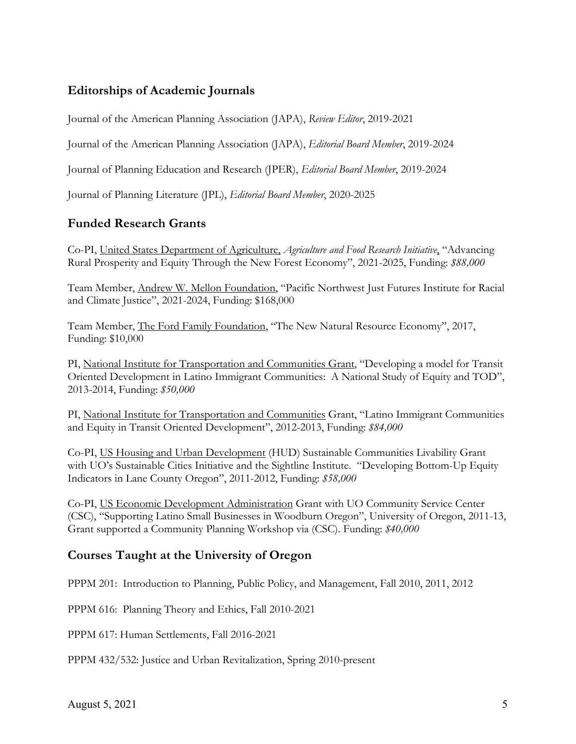## Editorships of Academic Journals

Journal of the American Planning Association (JAPA), *Review Editor*, 2019-2021

Journal of the American Planning Association (JAPA), *Editorial Board Member*, 2019-2024

Journal of Planning Education and Research (JPER), *Editorial Board Member*, 2019-2024

Journal of Planning Literature (JPL), *Editorial Board Member*, 2020-2025

## Funded Research Grants

Co-PI, United States Department of Agriculture, *Agriculture and Food Research Initiative*, "Advancing Rural Prosperity and Equity Through the New Forest Economy", 2021-2025, Funding: *$88,000*

Team Member, Andrew W. Mellon Foundation, "Pacific Northwest Just Futures Institute for Racial and Climate Justice", 2021-2024, Funding: $168,000

Team Member, The Ford Family Foundation, "The New Natural Resource Economy", 2017, Funding: $10,000

PI, National Institute for Transportation and Communities Grant, "Developing a model for Transit Oriented Development in Latino Immigrant Communities: A National Study of Equity and TOD", 2013-2014, Funding: *$50,000*

PI, National Institute for Transportation and Communities Grant, "Latino Immigrant Communities and Equity in Transit Oriented Development", 2012-2013, Funding: *$84,000*

Co-PI, US Housing and Urban Development (HUD) Sustainable Communities Livability Grant with UO's Sustainable Cities Initiative and the Sightline Institute. "Developing Bottom-Up Equity Indicators in Lane County Oregon", 2011-2012, Funding: *$58,000*

Co-PI, US Economic Development Administration Grant with UO Community Service Center (CSC), "Supporting Latino Small Businesses in Woodburn Oregon", University of Oregon, 2011-13, Grant supported a Community Planning Workshop via (CSC). Funding: *$40,000*

## Courses Taught at the University of Oregon

PPPM 201: Introduction to Planning, Public Policy, and Management, Fall 2010, 2011, 2012

PPPM 616: Planning Theory and Ethics, Fall 2010-2021

PPPM 617: Human Settlements, Fall 2016-2021

PPPM 432/532: Justice and Urban Revitalization, Spring 2010-present

August 5, 2021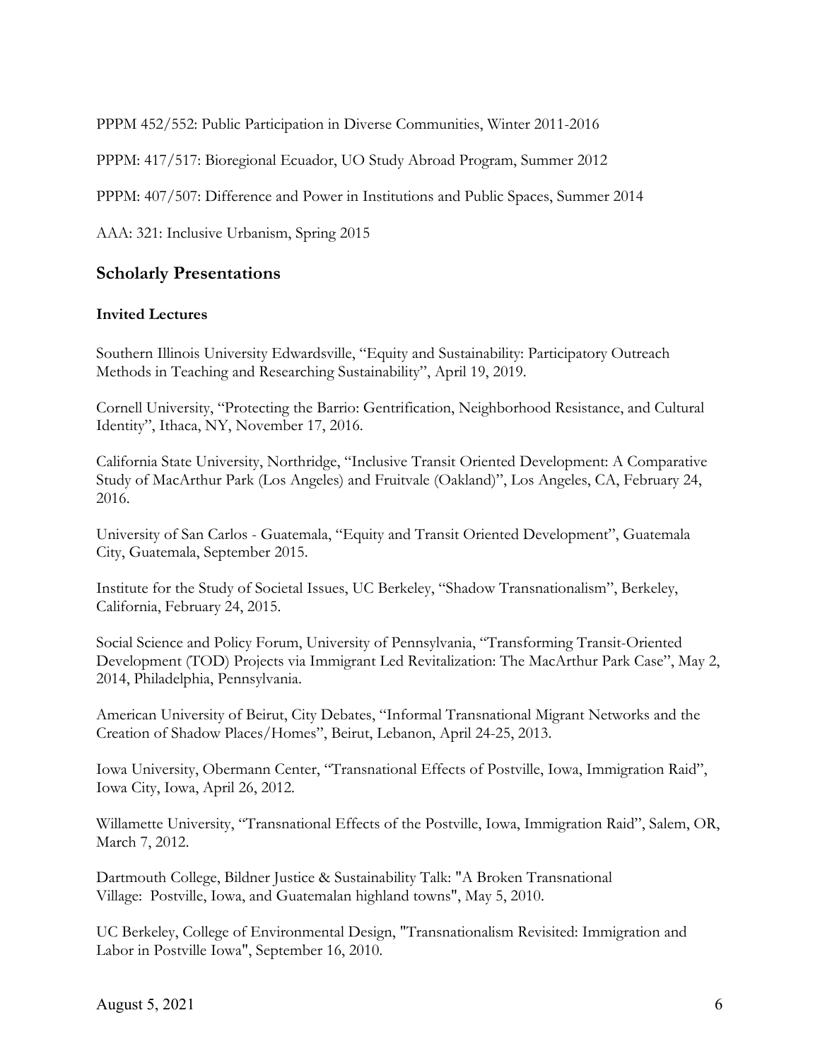PPPM 452/552: Public Participation in Diverse Communities, Winter 2011-2016

PPPM: 417/517: Bioregional Ecuador, UO Study Abroad Program, Summer 2012

PPPM: 407/507: Difference and Power in Institutions and Public Spaces, Summer 2014

AAA: 321: Inclusive Urbanism, Spring 2015

## Scholarly Presentations

### Invited Lectures

Southern Illinois University Edwardsville, "Equity and Sustainability: Participatory Outreach Methods in Teaching and Researching Sustainability", April 19, 2019.

Cornell University, "Protecting the Barrio: Gentrification, Neighborhood Resistance, and Cultural Identity", Ithaca, NY, November 17, 2016.

California State University, Northridge, "Inclusive Transit Oriented Development: A Comparative Study of MacArthur Park (Los Angeles) and Fruitvale (Oakland)", Los Angeles, CA, February 24, 2016.

University of San Carlos - Guatemala, "Equity and Transit Oriented Development", Guatemala City, Guatemala, September 2015.

Institute for the Study of Societal Issues, UC Berkeley, "Shadow Transnationalism", Berkeley, California, February 24, 2015.

Social Science and Policy Forum, University of Pennsylvania, "Transforming Transit-Oriented Development (TOD) Projects via Immigrant Led Revitalization: The MacArthur Park Case", May 2, 2014, Philadelphia, Pennsylvania.

American University of Beirut, City Debates, "Informal Transnational Migrant Networks and the Creation of Shadow Places/Homes", Beirut, Lebanon, April 24-25, 2013.

Iowa University, Obermann Center, "Transnational Effects of Postville, Iowa, Immigration Raid", Iowa City, Iowa, April 26, 2012.

Willamette University, "Transnational Effects of the Postville, Iowa, Immigration Raid", Salem, OR, March 7, 2012.

Dartmouth College, Bildner Justice & Sustainability Talk: "A Broken Transnational Village: Postville, Iowa, and Guatemalan highland towns", May 5, 2010.

UC Berkeley, College of Environmental Design, "Transnationalism Revisited: Immigration and Labor in Postville Iowa", September 16, 2010.

August 5, 2021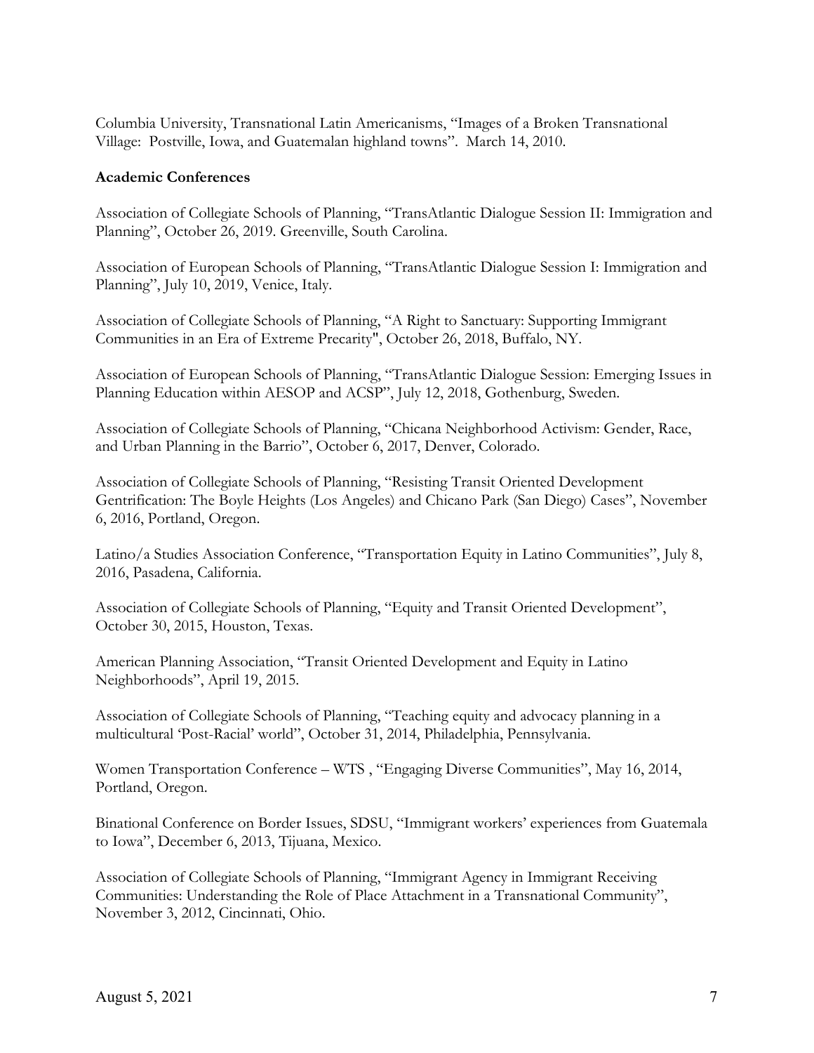Columbia University, Transnational Latin Americanisms, "Images of a Broken Transnational Village: Postville, Iowa, and Guatemalan highland towns". March 14, 2010.

**Academic Conferences**

Association of Collegiate Schools of Planning, "TransAtlantic Dialogue Session II: Immigration and Planning", October 26, 2019. Greenville, South Carolina.

Association of European Schools of Planning, "TransAtlantic Dialogue Session I: Immigration and Planning", July 10, 2019, Venice, Italy.

Association of Collegiate Schools of Planning, "A Right to Sanctuary: Supporting Immigrant Communities in an Era of Extreme Precarity", October 26, 2018, Buffalo, NY.

Association of European Schools of Planning, "TransAtlantic Dialogue Session: Emerging Issues in Planning Education within AESOP and ACSP", July 12, 2018, Gothenburg, Sweden.

Association of Collegiate Schools of Planning, "Chicana Neighborhood Activism: Gender, Race, and Urban Planning in the Barrio", October 6, 2017, Denver, Colorado.

Association of Collegiate Schools of Planning, "Resisting Transit Oriented Development Gentrification: The Boyle Heights (Los Angeles) and Chicano Park (San Diego) Cases", November 6, 2016, Portland, Oregon.

Latino/a Studies Association Conference, "Transportation Equity in Latino Communities", July 8, 2016, Pasadena, California.

Association of Collegiate Schools of Planning, "Equity and Transit Oriented Development", October 30, 2015, Houston, Texas.

American Planning Association, "Transit Oriented Development and Equity in Latino Neighborhoods", April 19, 2015.

Association of Collegiate Schools of Planning, "Teaching equity and advocacy planning in a multicultural 'Post-Racial' world", October 31, 2014, Philadelphia, Pennsylvania.

Women Transportation Conference – WTS , "Engaging Diverse Communities", May 16, 2014, Portland, Oregon.

Binational Conference on Border Issues, SDSU, "Immigrant workers' experiences from Guatemala to Iowa", December 6, 2013, Tijuana, Mexico.

Association of Collegiate Schools of Planning, "Immigrant Agency in Immigrant Receiving Communities: Understanding the Role of Place Attachment in a Transnational Community", November 3, 2012, Cincinnati, Ohio.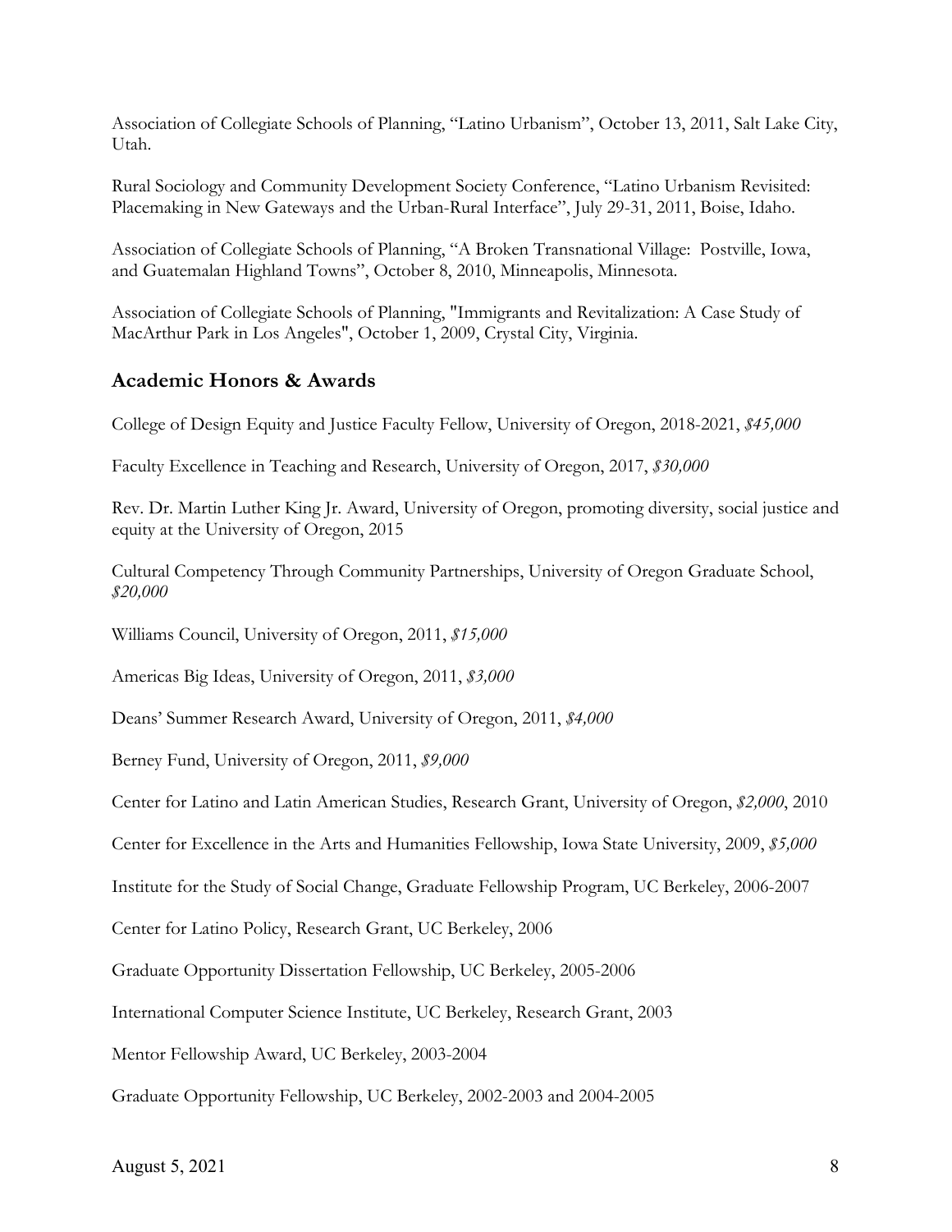Association of Collegiate Schools of Planning, “Latino Urbanism”, October 13, 2011, Salt Lake City, Utah.

Rural Sociology and Community Development Society Conference, “Latino Urbanism Revisited: Placemaking in New Gateways and the Urban-Rural Interface”, July 29-31, 2011, Boise, Idaho.

Association of Collegiate Schools of Planning, “A Broken Transnational Village: Postville, Iowa, and Guatemalan Highland Towns”, October 8, 2010, Minneapolis, Minnesota.

Association of Collegiate Schools of Planning, "Immigrants and Revitalization: A Case Study of MacArthur Park in Los Angeles", October 1, 2009, Crystal City, Virginia.

## Academic Honors & Awards

College of Design Equity and Justice Faculty Fellow, University of Oregon, 2018-2021, *$45,000*

Faculty Excellence in Teaching and Research, University of Oregon, 2017, *$30,000*

Rev. Dr. Martin Luther King Jr. Award, University of Oregon, promoting diversity, social justice and equity at the University of Oregon, 2015

Cultural Competency Through Community Partnerships, University of Oregon Graduate School, *$20,000*

Williams Council, University of Oregon, 2011, *$15,000*

Americas Big Ideas, University of Oregon, 2011, *$3,000*

Deans’ Summer Research Award, University of Oregon, 2011, *$4,000*

Berney Fund, University of Oregon, 2011, *$9,000*

Center for Latino and Latin American Studies, Research Grant, University of Oregon, *$2,000*, 2010

Center for Excellence in the Arts and Humanities Fellowship, Iowa State University, 2009, *$5,000*

Institute for the Study of Social Change, Graduate Fellowship Program, UC Berkeley, 2006-2007

Center for Latino Policy, Research Grant, UC Berkeley, 2006

Graduate Opportunity Dissertation Fellowship, UC Berkeley, 2005-2006

International Computer Science Institute, UC Berkeley, Research Grant, 2003

Mentor Fellowship Award, UC Berkeley, 2003-2004

Graduate Opportunity Fellowship, UC Berkeley, 2002-2003 and 2004-2005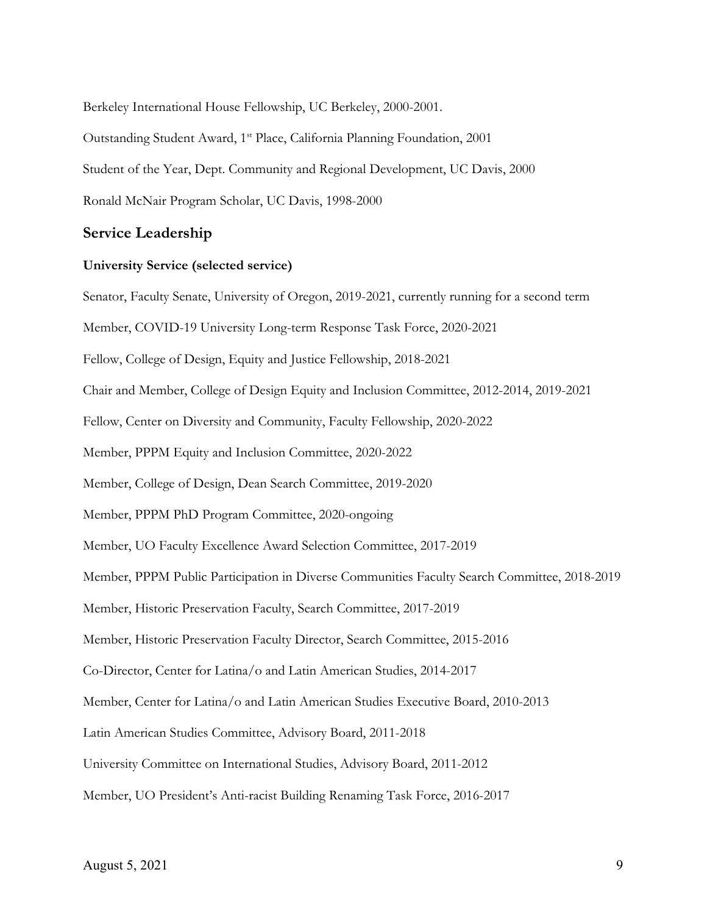Berkeley International House Fellowship, UC Berkeley, 2000-2001.

Outstanding Student Award, 1st Place, California Planning Foundation, 2001

Student of the Year, Dept. Community and Regional Development, UC Davis, 2000

Ronald McNair Program Scholar, UC Davis, 1998-2000

## Service Leadership

### University Service (selected service)

Senator, Faculty Senate, University of Oregon, 2019-2021, currently running for a second term

Member, COVID-19 University Long-term Response Task Force, 2020-2021

Fellow, College of Design, Equity and Justice Fellowship, 2018-2021

Chair and Member, College of Design Equity and Inclusion Committee, 2012-2014, 2019-2021

Fellow, Center on Diversity and Community, Faculty Fellowship, 2020-2022

Member, PPPM Equity and Inclusion Committee, 2020-2022

Member, College of Design, Dean Search Committee, 2019-2020

Member, PPPM PhD Program Committee, 2020-ongoing

Member, UO Faculty Excellence Award Selection Committee, 2017-2019

Member, PPPM Public Participation in Diverse Communities Faculty Search Committee, 2018-2019

Member, Historic Preservation Faculty, Search Committee, 2017-2019

Member, Historic Preservation Faculty Director, Search Committee, 2015-2016

Co-Director, Center for Latina/o and Latin American Studies, 2014-2017

Member, Center for Latina/o and Latin American Studies Executive Board, 2010-2013

Latin American Studies Committee, Advisory Board, 2011-2018

University Committee on International Studies, Advisory Board, 2011-2012

Member, UO President's Anti-racist Building Renaming Task Force, 2016-2017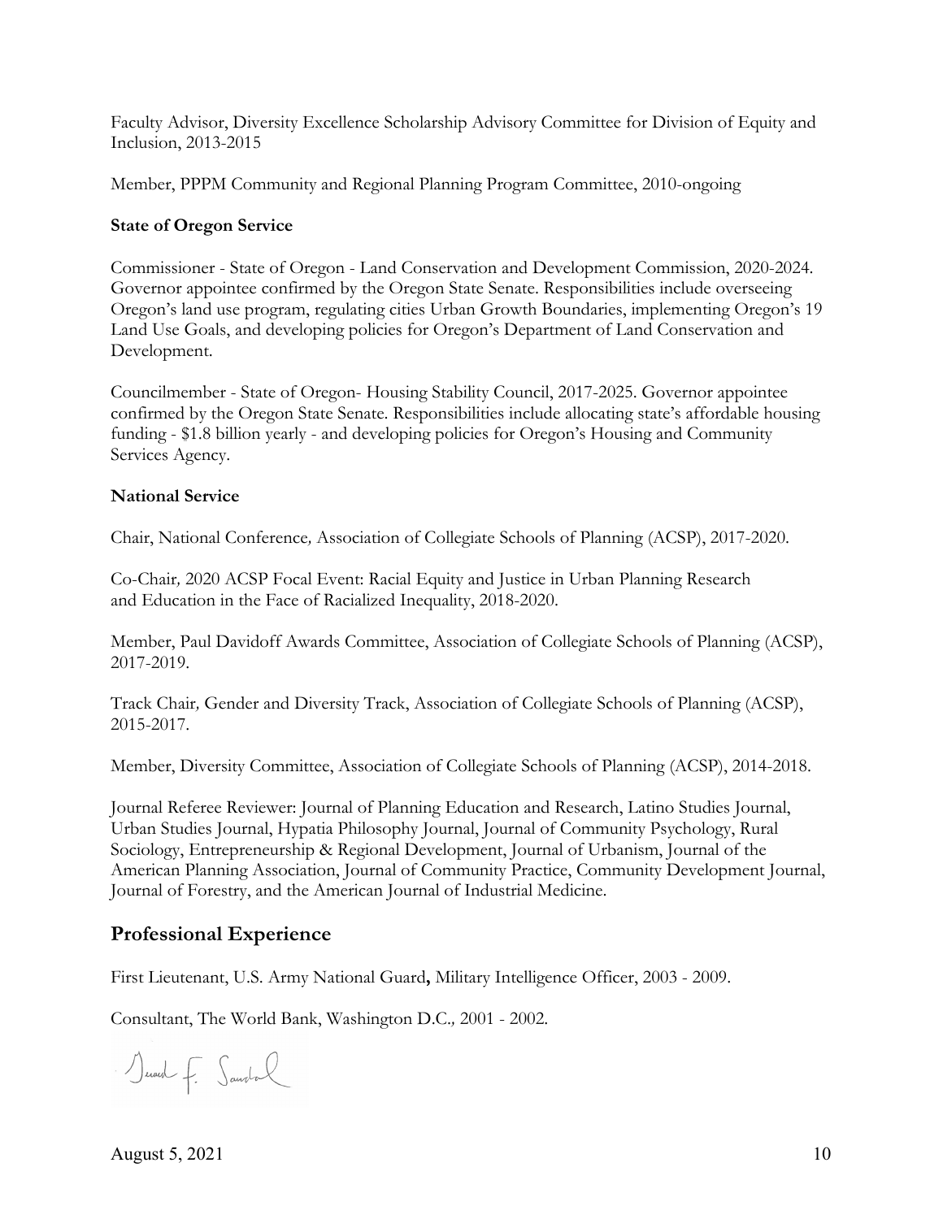Faculty Advisor, Diversity Excellence Scholarship Advisory Committee for Division of Equity and Inclusion, 2013-2015

Member, PPPM Community and Regional Planning Program Committee, 2010-ongoing

**State of Oregon Service**

Commissioner - State of Oregon - Land Conservation and Development Commission, 2020-2024. Governor appointee confirmed by the Oregon State Senate. Responsibilities include overseeing Oregon's land use program, regulating cities Urban Growth Boundaries, implementing Oregon's 19 Land Use Goals, and developing policies for Oregon's Department of Land Conservation and Development.

Councilmember - State of Oregon- Housing Stability Council, 2017-2025. Governor appointee confirmed by the Oregon State Senate. Responsibilities include allocating state's affordable housing funding - $1.8 billion yearly - and developing policies for Oregon's Housing and Community Services Agency.

**National Service**

Chair, National Conference*,* Association of Collegiate Schools of Planning (ACSP), 2017-2020.

Co-Chair*,* 2020 ACSP Focal Event: Racial Equity and Justice in Urban Planning Research and Education in the Face of Racialized Inequality, 2018-2020.

Member, Paul Davidoff Awards Committee, Association of Collegiate Schools of Planning (ACSP), 2017-2019.

Track Chair*,* Gender and Diversity Track, Association of Collegiate Schools of Planning (ACSP), 2015-2017.

Member, Diversity Committee, Association of Collegiate Schools of Planning (ACSP), 2014-2018.

Journal Referee Reviewer: Journal of Planning Education and Research, Latino Studies Journal, Urban Studies Journal, Hypatia Philosophy Journal, Journal of Community Psychology, Rural Sociology, Entrepreneurship & Regional Development, Journal of Urbanism, Journal of the American Planning Association, Journal of Community Practice, Community Development Journal, Journal of Forestry, and the American Journal of Industrial Medicine.

## Professional Experience

First Lieutenant, U.S. Army National Guard**,** Military Intelligence Officer, 2003 - 2009.

Consultant, The World Bank, Washington D.C.*,* 2001 - 2002.

Gerardo F. Sandoval

August 5, 2021